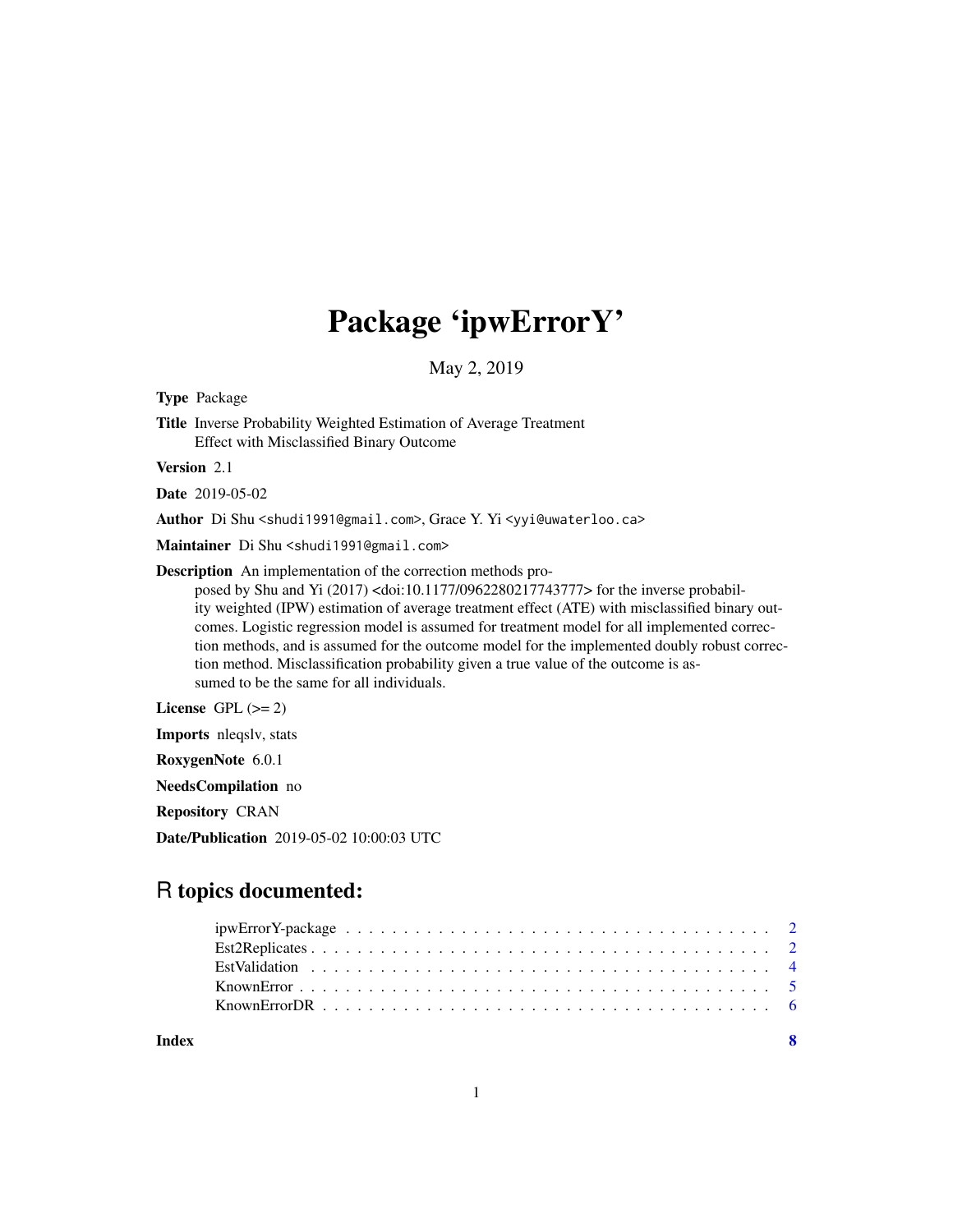# Package 'ipwErrorY'

May 2, 2019

**Type** Package

**Title** Inverse Probability Weighted Estimation of Average Treatment Effect with Misclassified Binary Outcome

**Version** 2.1

**Date** 2019-05-02

**Author** Di Shu <shudi1991@gmail.com>, Grace Y. Yi <yyi@uwaterloo.ca>

**Maintainer** Di Shu <shudi1991@gmail.com>

**Description** An implementation of the correction methods proposed by Shu and Yi (2017) <doi:10.1177/0962280217743777> for the inverse probability weighted (IPW) estimation of average treatment effect (ATE) with misclassified binary outcomes. Logistic regression model is assumed for treatment model for all implemented correction methods, and is assumed for the outcome model for the implemented doubly robust correction method. Misclassification probability given a true value of the outcome is assumed to be the same for all individuals.

**License** GPL (>= 2)

**Imports** nleqslv, stats

**RoxygenNote** 6.0.1

**NeedsCompilation** no

**Repository** CRAN

**Date/Publication** 2019-05-02 10:00:03 UTC

## R topics documented:

ipwErrorY-package . . . . . . . . . . . . . . . . . . . . . . . . . . . . . . . . . . . 2
Est2Replicates . . . . . . . . . . . . . . . . . . . . . . . . . . . . . . . . . . . . . 2
EstValidation . . . . . . . . . . . . . . . . . . . . . . . . . . . . . . . . . . . . . . 4
KnownError . . . . . . . . . . . . . . . . . . . . . . . . . . . . . . . . . . . . . . . 5
KnownErrorDR . . . . . . . . . . . . . . . . . . . . . . . . . . . . . . . . . . . . . 6

**Index** **8**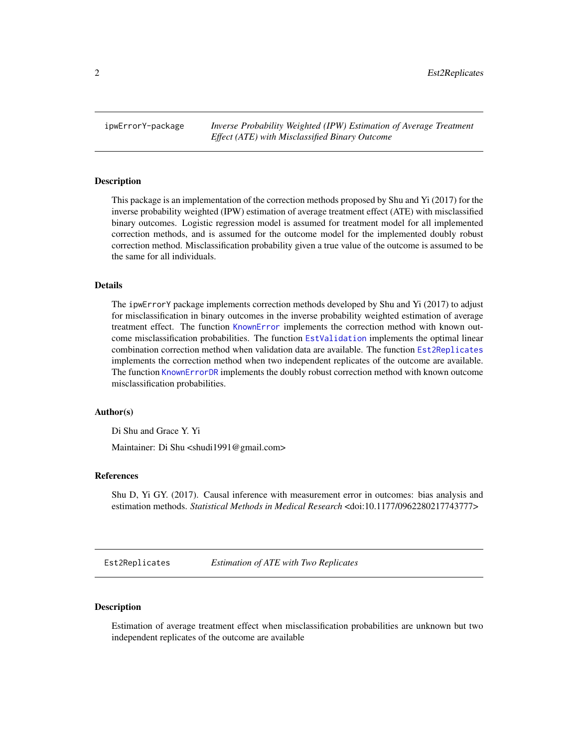## ipwErrorY-package — *Inverse Probability Weighted (IPW) Estimation of Average Treatment Effect (ATE) with Misclassified Binary Outcome*

### Description

This package is an implementation of the correction methods proposed by Shu and Yi (2017) for the inverse probability weighted (IPW) estimation of average treatment effect (ATE) with misclassified binary outcomes. Logistic regression model is assumed for treatment model for all implemented correction methods, and is assumed for the outcome model for the implemented doubly robust correction method. Misclassification probability given a true value of the outcome is assumed to be the same for all individuals.

### Details

The `ipwErrorY` package implements correction methods developed by Shu and Yi (2017) to adjust for misclassification in binary outcomes in the inverse probability weighted estimation of average treatment effect. The function `KnownError` implements the correction method with known outcome misclassification probabilities. The function `EstValidation` implements the optimal linear combination correction method when validation data are available. The function `Est2Replicates` implements the correction method when two independent replicates of the outcome are available. The function `KnownErrorDR` implements the doubly robust correction method with known outcome misclassification probabilities.

### Author(s)

Di Shu and Grace Y. Yi

Maintainer: Di Shu <shudi1991@gmail.com>

### References

Shu D, Yi GY. (2017). Causal inference with measurement error in outcomes: bias analysis and estimation methods. *Statistical Methods in Medical Research* <doi:10.1177/0962280217743777>

## Est2Replicates — *Estimation of ATE with Two Replicates*

### Description

Estimation of average treatment effect when misclassification probabilities are unknown but two independent replicates of the outcome are available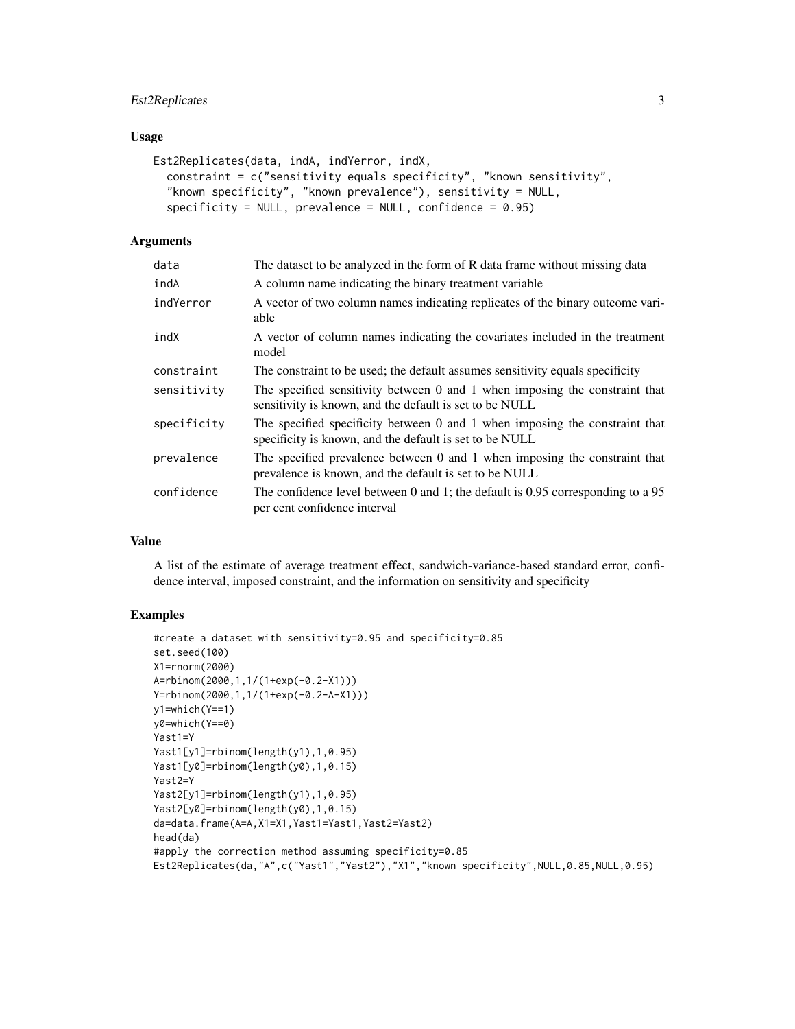### Usage

```
Est2Replicates(data, indA, indYerror, indX,
  constraint = c("sensitivity equals specificity", "known sensitivity",
  "known specificity", "known prevalence"), sensitivity = NULL,
  specificity = NULL, prevalence = NULL, confidence = 0.95)
```

### Arguments

| | |
|---|---|
| data | The dataset to be analyzed in the form of R data frame without missing data |
| indA | A column name indicating the binary treatment variable |
| indYerror | A vector of two column names indicating replicates of the binary outcome variable |
| indX | A vector of column names indicating the covariates included in the treatment model |
| constraint | The constraint to be used; the default assumes sensitivity equals specificity |
| sensitivity | The specified sensitivity between 0 and 1 when imposing the constraint that sensitivity is known, and the default is set to be NULL |
| specificity | The specified specificity between 0 and 1 when imposing the constraint that specificity is known, and the default is set to be NULL |
| prevalence | The specified prevalence between 0 and 1 when imposing the constraint that prevalence is known, and the default is set to be NULL |
| confidence | The confidence level between 0 and 1; the default is 0.95 corresponding to a 95 per cent confidence interval |

### Value

A list of the estimate of average treatment effect, sandwich-variance-based standard error, confidence interval, imposed constraint, and the information on sensitivity and specificity

### Examples

```
#create a dataset with sensitivity=0.95 and specificity=0.85
set.seed(100)
X1=rnorm(2000)
A=rbinom(2000,1,1/(1+exp(-0.2-X1)))
Y=rbinom(2000,1,1/(1+exp(-0.2-A-X1)))
y1=which(Y==1)
y0=which(Y==0)
Yast1=Y
Yast1[y1]=rbinom(length(y1),1,0.95)
Yast1[y0]=rbinom(length(y0),1,0.15)
Yast2=Y
Yast2[y1]=rbinom(length(y1),1,0.95)
Yast2[y0]=rbinom(length(y0),1,0.15)
da=data.frame(A=A,X1=X1,Yast1=Yast1,Yast2=Yast2)
head(da)
#apply the correction method assuming specificity=0.85
Est2Replicates(da,"A",c("Yast1","Yast2"),"X1","known specificity",NULL,0.85,NULL,0.95)
```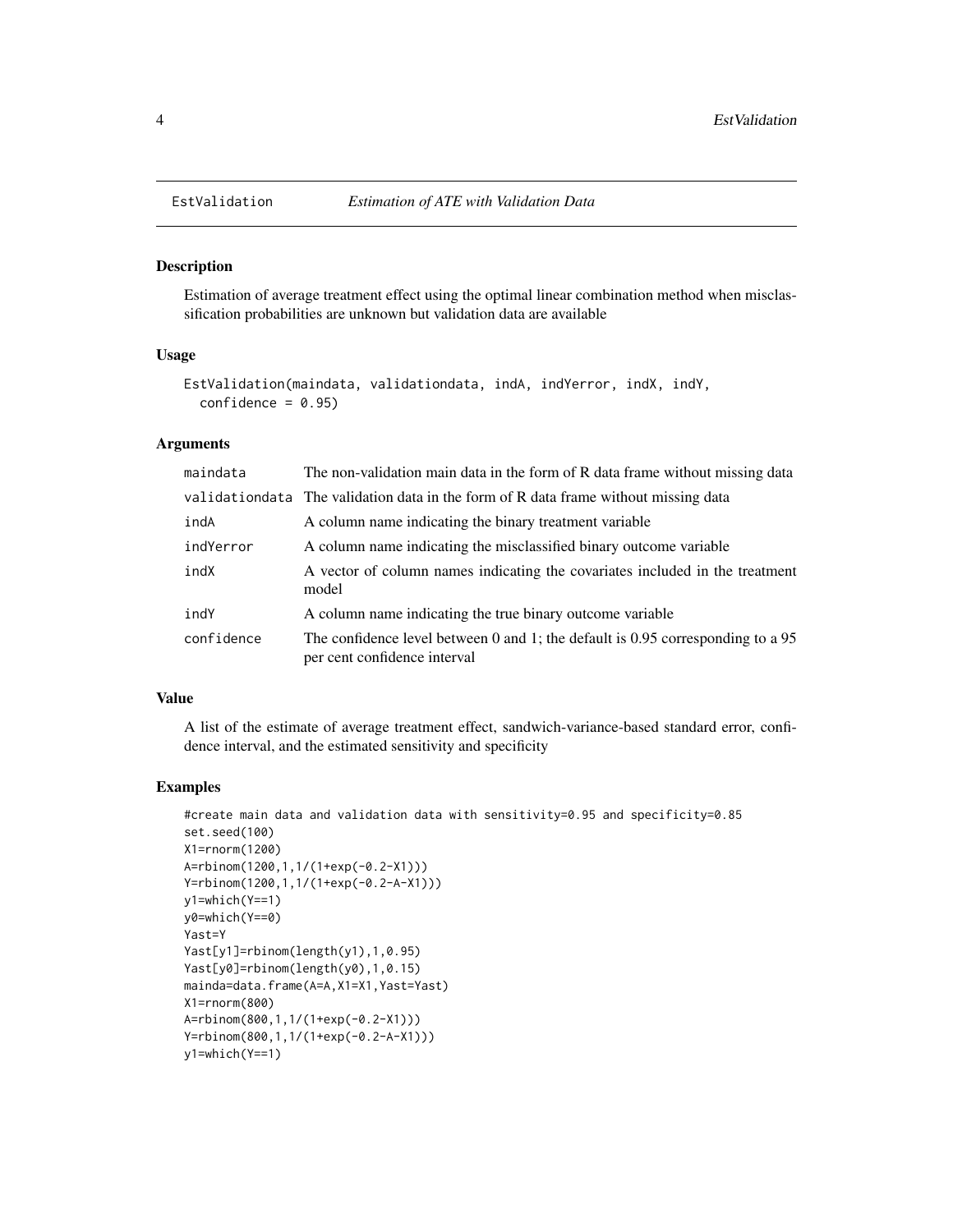# EstValidation *Estimation of ATE with Validation Data*

## Description

Estimation of average treatment effect using the optimal linear combination method when misclassification probabilities are unknown but validation data are available

## Usage

```
EstValidation(maindata, validationdata, indA, indYerror, indX, indY,
  confidence = 0.95)
```

## Arguments

| | |
|---|---|
| maindata | The non-validation main data in the form of R data frame without missing data |
| validationdata | The validation data in the form of R data frame without missing data |
| indA | A column name indicating the binary treatment variable |
| indYerror | A column name indicating the misclassified binary outcome variable |
| indX | A vector of column names indicating the covariates included in the treatment model |
| indY | A column name indicating the true binary outcome variable |
| confidence | The confidence level between 0 and 1; the default is 0.95 corresponding to a 95 per cent confidence interval |

## Value

A list of the estimate of average treatment effect, sandwich-variance-based standard error, confidence interval, and the estimated sensitivity and specificity

## Examples

```
#create main data and validation data with sensitivity=0.95 and specificity=0.85
set.seed(100)
X1=rnorm(1200)
A=rbinom(1200,1,1/(1+exp(-0.2-X1)))
Y=rbinom(1200,1,1/(1+exp(-0.2-A-X1)))
y1=which(Y==1)
y0=which(Y==0)
Yast=Y
Yast[y1]=rbinom(length(y1),1,0.95)
Yast[y0]=rbinom(length(y0),1,0.15)
mainda=data.frame(A=A,X1=X1,Yast=Yast)
X1=rnorm(800)
A=rbinom(800,1,1/(1+exp(-0.2-X1)))
Y=rbinom(800,1,1/(1+exp(-0.2-A-X1)))
y1=which(Y==1)
```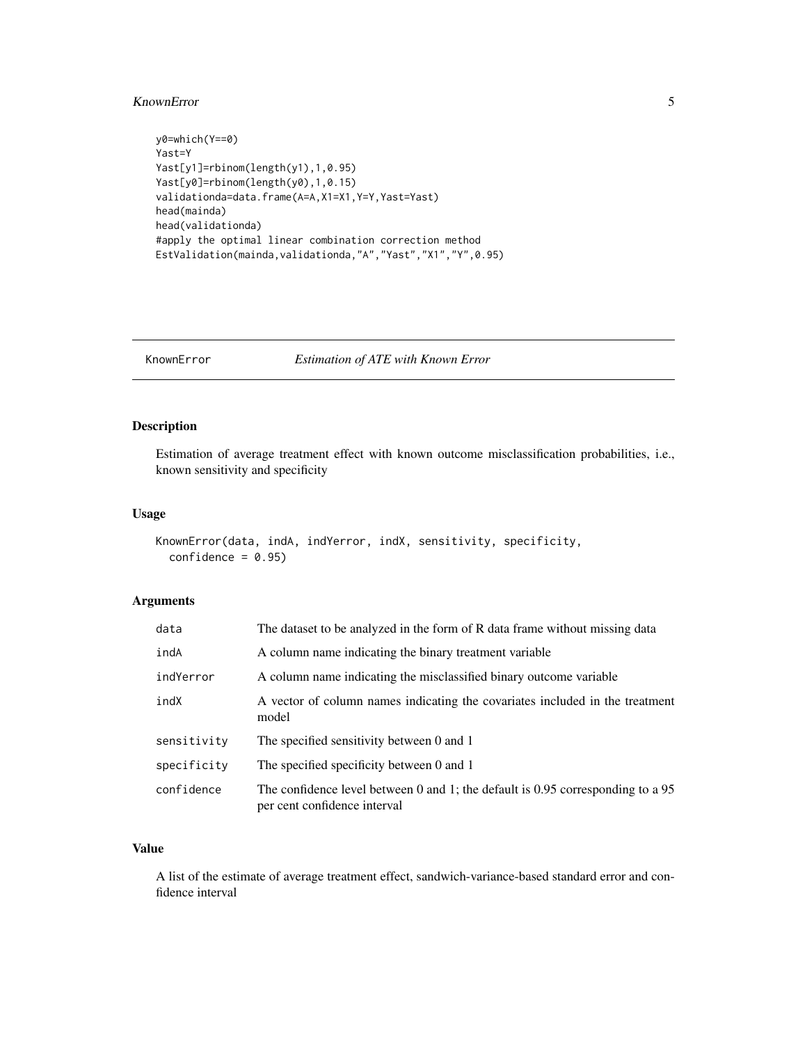```
y0=which(Y==0)
Yast=Y
Yast[y1]=rbinom(length(y1),1,0.95)
Yast[y0]=rbinom(length(y0),1,0.15)
validationda=data.frame(A=A,X1=X1,Y=Y,Yast=Yast)
head(mainda)
head(validationda)
#apply the optimal linear combination correction method
EstValidation(mainda,validationda,"A","Yast","X1","Y",0.95)
```

---

## KnownError — *Estimation of ATE with Known Error*

---

### Description

Estimation of average treatment effect with known outcome misclassification probabilities, i.e., known sensitivity and specificity

### Usage

```
KnownError(data, indA, indYerror, indX, sensitivity, specificity,
  confidence = 0.95)
```

### Arguments

| | |
|---|---|
| `data` | The dataset to be analyzed in the form of R data frame without missing data |
| `indA` | A column name indicating the binary treatment variable |
| `indYerror` | A column name indicating the misclassified binary outcome variable |
| `indX` | A vector of column names indicating the covariates included in the treatment model |
| `sensitivity` | The specified sensitivity between 0 and 1 |
| `specificity` | The specified specificity between 0 and 1 |
| `confidence` | The confidence level between 0 and 1; the default is 0.95 corresponding to a 95 per cent confidence interval |

### Value

A list of the estimate of average treatment effect, sandwich-variance-based standard error and confidence interval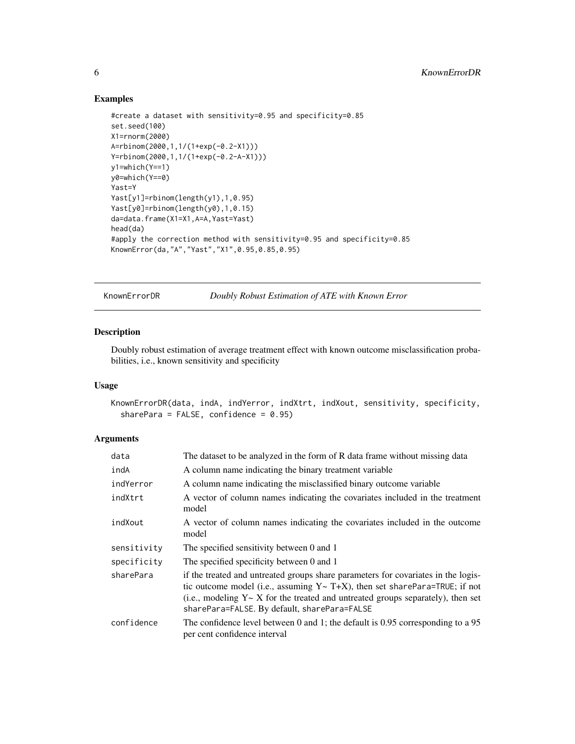## Examples

```
#create a dataset with sensitivity=0.95 and specificity=0.85
set.seed(100)
X1=rnorm(2000)
A=rbinom(2000,1,1/(1+exp(-0.2-X1)))
Y=rbinom(2000,1,1/(1+exp(-0.2-A-X1)))
y1=which(Y==1)
y0=which(Y==0)
Yast=Y
Yast[y1]=rbinom(length(y1),1,0.95)
Yast[y0]=rbinom(length(y0),1,0.15)
da=data.frame(X1=X1,A=A,Yast=Yast)
head(da)
#apply the correction method with sensitivity=0.95 and specificity=0.85
KnownError(da,"A","Yast","X1",0.95,0.85,0.95)
```

---

# KnownErrorDR — *Doubly Robust Estimation of ATE with Known Error*

## Description

Doubly robust estimation of average treatment effect with known outcome misclassification probabilities, i.e., known sensitivity and specificity

## Usage

```
KnownErrorDR(data, indA, indYerror, indXtrt, indXout, sensitivity, specificity,
  sharePara = FALSE, confidence = 0.95)
```

## Arguments

| Argument | Description |
|---|---|
| `data` | The dataset to be analyzed in the form of R data frame without missing data |
| `indA` | A column name indicating the binary treatment variable |
| `indYerror` | A column name indicating the misclassified binary outcome variable |
| `indXtrt` | A vector of column names indicating the covariates included in the treatment model |
| `indXout` | A vector of column names indicating the covariates included in the outcome model |
| `sensitivity` | The specified sensitivity between 0 and 1 |
| `specificity` | The specified specificity between 0 and 1 |
| `sharePara` | if the treated and untreated groups share parameters for covariates in the logistic outcome model (i.e., assuming Y~ T+X), then set `sharePara=TRUE`; if not (i.e., modeling Y~ X for the treated and untreated groups separately), then set `sharePara=FALSE`. By default, `sharePara=FALSE` |
| `confidence` | The confidence level between 0 and 1; the default is 0.95 corresponding to a 95 per cent confidence interval |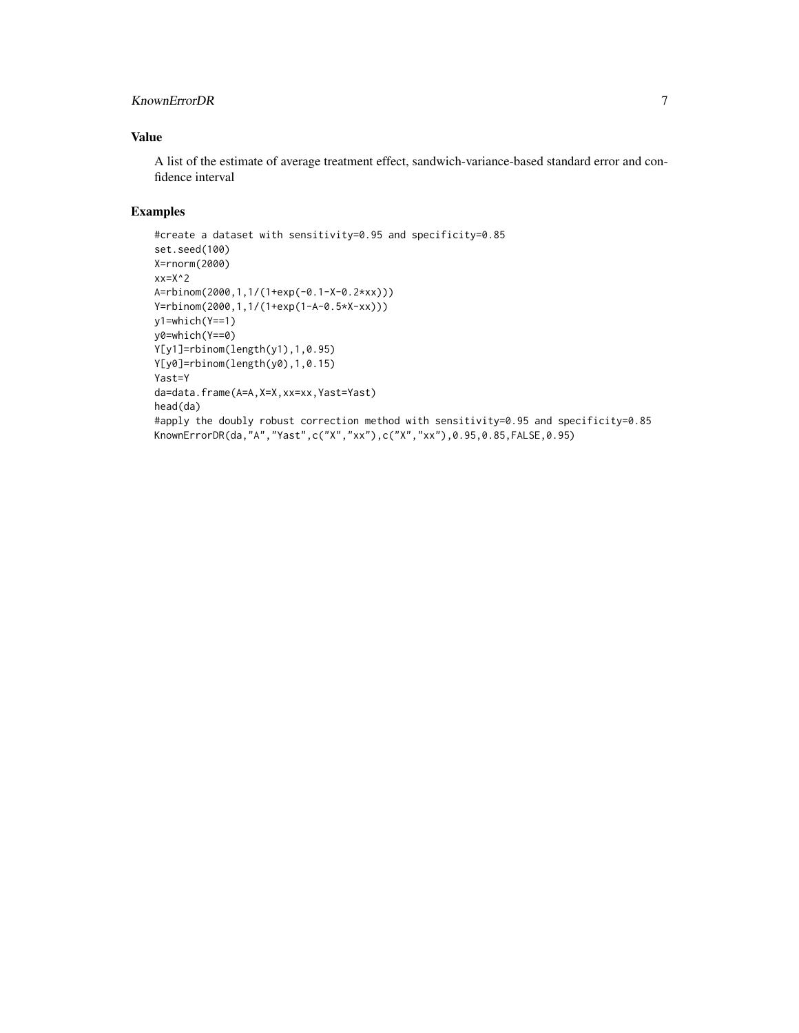## Value

A list of the estimate of average treatment effect, sandwich-variance-based standard error and confidence interval

## Examples

```
#create a dataset with sensitivity=0.95 and specificity=0.85
set.seed(100)
X=rnorm(2000)
xx=X^2
A=rbinom(2000,1,1/(1+exp(-0.1-X-0.2*xx)))
Y=rbinom(2000,1,1/(1+exp(1-A-0.5*X-xx)))
y1=which(Y==1)
y0=which(Y==0)
Y[y1]=rbinom(length(y1),1,0.95)
Y[y0]=rbinom(length(y0),1,0.15)
Yast=Y
da=data.frame(A=A,X=X,xx=xx,Yast=Yast)
head(da)
#apply the doubly robust correction method with sensitivity=0.95 and specificity=0.85
KnownErrorDR(da,"A","Yast",c("X","xx"),c("X","xx"),0.95,0.85,FALSE,0.95)
```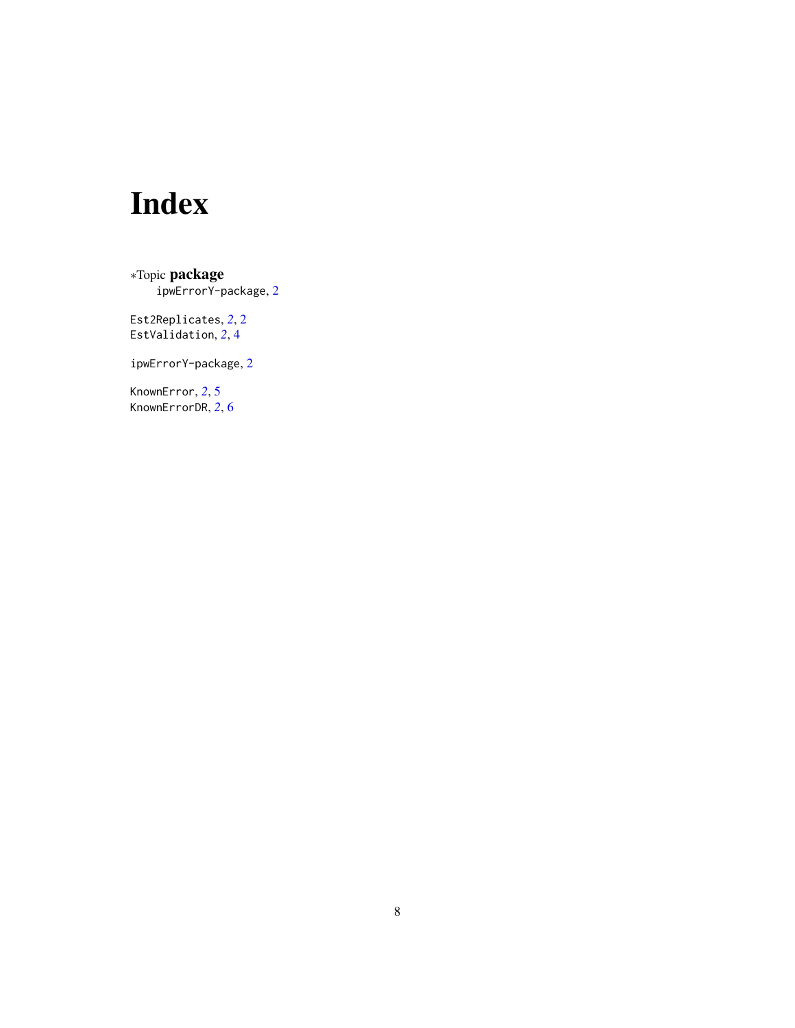# Index

*Topic **package**

    ipwErrorY-package, 2

Est2Replicates, *2*, 2
EstValidation, *2*, 4

ipwErrorY-package, 2

KnownError, *2*, 5
KnownErrorDR, *2*, 6